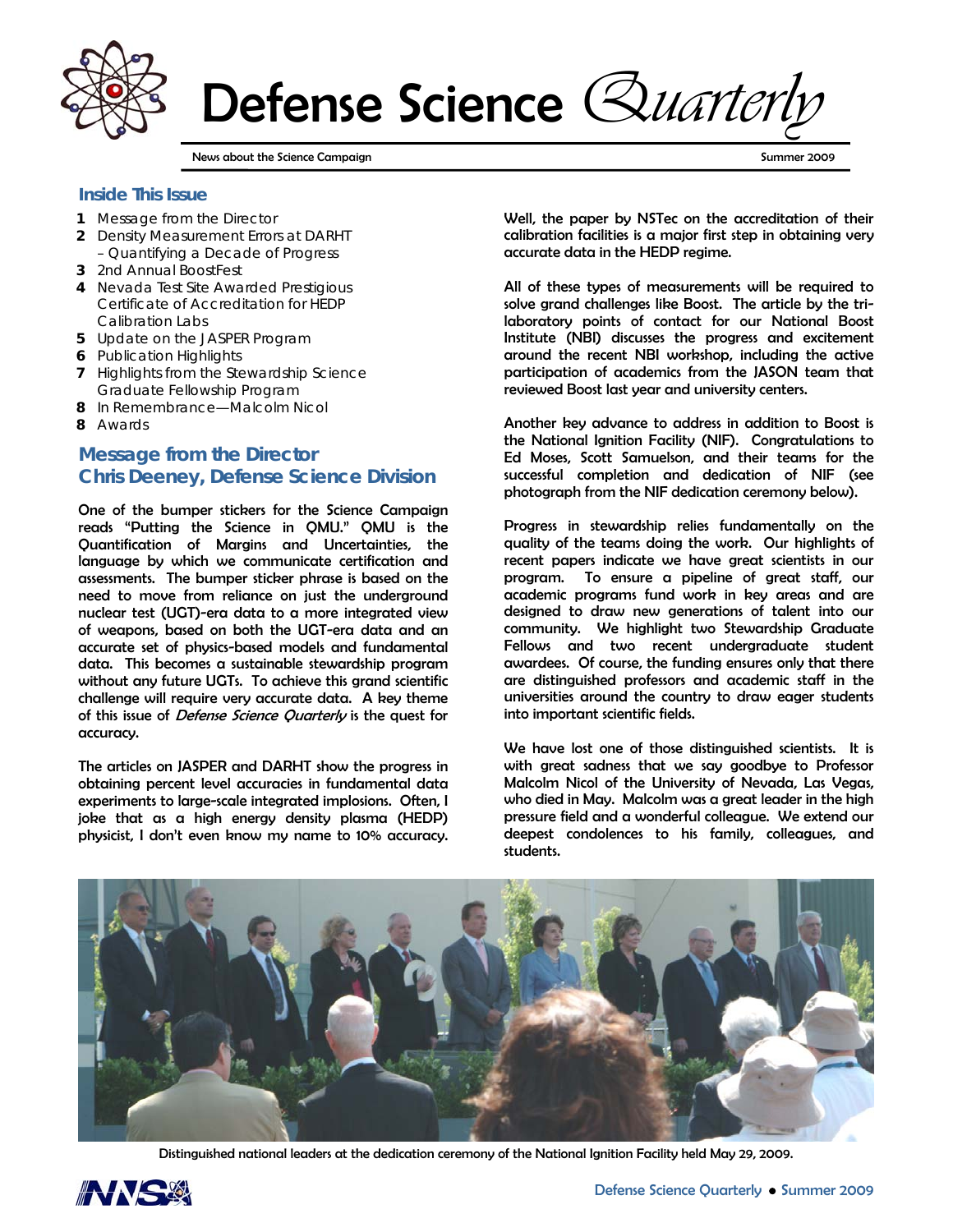# Defense Science *Quarterly*

News about the Science Campaign

Summer 2009

## Inside This Issue

**1** Message from the Director
**2** Density Measurement Errors at DARHT – Quantifying a Decade of Progress
**3** 2nd Annual BoostFest
**4** Nevada Test Site Awarded Prestigious Certificate of Accreditation for HEDP Calibration Labs
**5** Update on the JASPER Program
**6** Publication Highlights
**7** Highlights from the Stewardship Science Graduate Fellowship Program
**8** In Remembrance—Malcolm Nicol
**8** Awards

## Message from the Director
## Chris Deeney, Defense Science Division

One of the bumper stickers for the Science Campaign reads "Putting the Science in QMU." QMU is the Quantification of Margins and Uncertainties, the language by which we communicate certification and assessments. The bumper sticker phrase is based on the need to move from reliance on just the underground nuclear test (UGT)-era data to a more integrated view of weapons, based on both the UGT-era data and an accurate set of physics-based models and fundamental data. This becomes a sustainable stewardship program without any future UGTs. To achieve this grand scientific challenge will require very accurate data. A key theme of this issue of *Defense Science Quarterly* is the quest for accuracy.

The articles on JASPER and DARHT show the progress in obtaining percent level accuracies in fundamental data experiments to large-scale integrated implosions. Often, I joke that as a high energy density plasma (HEDP) physicist, I don't even know my name to 10% accuracy. Well, the paper by NSTec on the accreditation of their calibration facilities is a major first step in obtaining very accurate data in the HEDP regime.

All of these types of measurements will be required to solve grand challenges like Boost. The article by the tri-laboratory points of contact for our National Boost Institute (NBI) discusses the progress and excitement around the recent NBI workshop, including the active participation of academics from the JASON team that reviewed Boost last year and university centers.

Another key advance to address in addition to Boost is the National Ignition Facility (NIF). Congratulations to Ed Moses, Scott Samuelson, and their teams for the successful completion and dedication of NIF (see photograph from the NIF dedication ceremony below).

Progress in stewardship relies fundamentally on the quality of the teams doing the work. Our highlights of recent papers indicate we have great scientists in our program. To ensure a pipeline of great staff, our academic programs fund work in key areas and are designed to draw new generations of talent into our community. We highlight two Stewardship Graduate Fellows and two recent undergraduate student awardees. Of course, the funding ensures only that there are distinguished professors and academic staff in the universities around the country to draw eager students into important scientific fields.

We have lost one of those distinguished scientists. It is with great sadness that we say goodbye to Professor Malcolm Nicol of the University of Nevada, Las Vegas, who died in May. Malcolm was a great leader in the high pressure field and a wonderful colleague. We extend our deepest condolences to his family, colleagues, and students.

Distinguished national leaders at the dedication ceremony of the National Ignition Facility held May 29, 2009.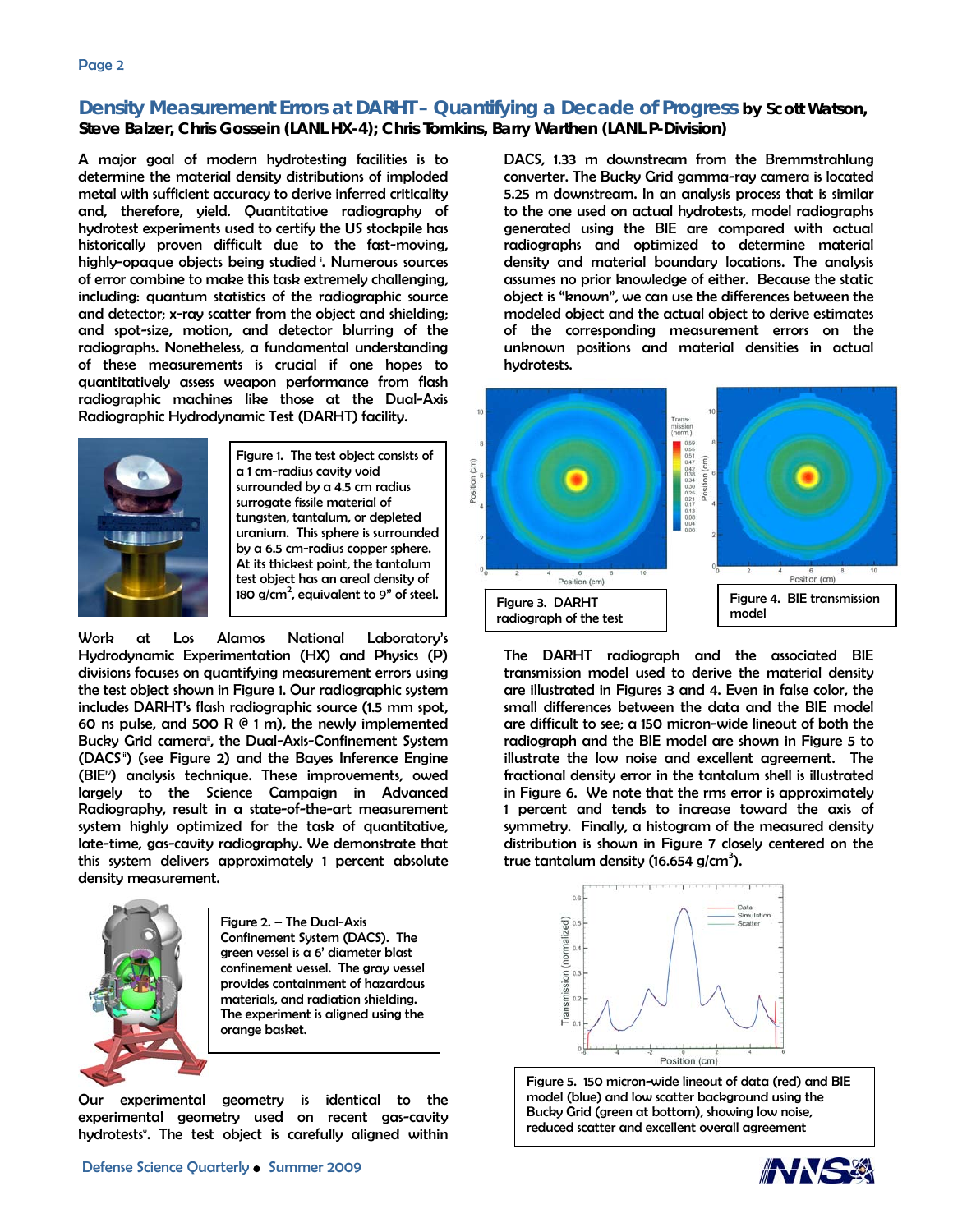## Density Measurement Errors at DARHT – Quantifying a Decade of Progress by Scott Watson, Steve Balzer, Chris Gossein (LANL HX-4); Chris Tomkins, Barry Warthen (LANL P-Division)

A major goal of modern hydrotesting facilities is to determine the material density distributions of imploded metal with sufficient accuracy to derive inferred criticality and, therefore, yield. Quantitative radiography of hydrotest experiments used to certify the US stockpile has historically proven difficult due to the fast-moving, highly-opaque objects being studied [i]. Numerous sources of error combine to make this task extremely challenging, including: quantum statistics of the radiographic source and detector; x-ray scatter from the object and shielding; and spot-size, motion, and detector blurring of the radiographs. Nonetheless, a fundamental understanding of these measurements is crucial if one hopes to quantitatively assess weapon performance from flash radiographic machines like those at the Dual-Axis Radiographic Hydrodynamic Test (DARHT) facility.

Figure 1. The test object consists of a 1 cm-radius cavity void surrounded by a 4.5 cm radius surrogate fissile material of tungsten, tantalum, or depleted uranium. This sphere is surrounded by a 6.5 cm-radius copper sphere. At its thickest point, the tantalum test object has an areal density of 180 g/cm$^2$, equivalent to 9" of steel.

Work at Los Alamos National Laboratory's Hydrodynamic Experimentation (HX) and Physics (P) divisions focuses on quantifying measurement errors using the test object shown in Figure 1. Our radiographic system includes DARHT's flash radiographic source (1.5 mm spot, 60 ns pulse, and 500 R @ 1 m), the newly implemented Bucky Grid camera[ii], the Dual-Axis-Confinement System (DACS[iii]) (see Figure 2) and the Bayes Inference Engine (BIE[iv]) analysis technique. These improvements, owed largely to the Science Campaign in Advanced Radiography, result in a state-of-the-art measurement system highly optimized for the task of quantitative, late-time, gas-cavity radiography. We demonstrate that this system delivers approximately 1 percent absolute density measurement.

Figure 2. – The Dual-Axis Confinement System (DACS). The green vessel is a 6' diameter blast confinement vessel. The gray vessel provides containment of hazardous materials, and radiation shielding. The experiment is aligned using the orange basket.

Our experimental geometry is identical to the experimental geometry used on recent gas-cavity hydrotests[v]. The test object is carefully aligned within DACS, 1.33 m downstream from the Bremmstrahlung converter. The Bucky Grid gamma-ray camera is located 5.25 m downstream. In an analysis process that is similar to the one used on actual hydrotests, model radiographs generated using the BIE are compared with actual radiographs and optimized to determine material density and material boundary locations. The analysis assumes no prior knowledge of either. Because the static object is "known", we can use the differences between the modeled object and the actual object to derive estimates of the corresponding measurement errors on the unknown positions and material densities in actual hydrotests.

Figure 3. DARHT radiograph of the test

Figure 4. BIE transmission model

The DARHT radiograph and the associated BIE transmission model used to derive the material density are illustrated in Figures 3 and 4. Even in false color, the small differences between the data and the BIE model are difficult to see; a 150 micron-wide lineout of both the radiograph and the BIE model are shown in Figure 5 to illustrate the low noise and excellent agreement. The fractional density error in the tantalum shell is illustrated in Figure 6. We note that the rms error is approximately 1 percent and tends to increase toward the axis of symmetry. Finally, a histogram of the measured density distribution is shown in Figure 7 closely centered on the true tantalum density (16.654 g/cm$^3$).

Figure 5. 150 micron-wide lineout of data (red) and BIE model (blue) and low scatter background using the Bucky Grid (green at bottom), showing low noise, reduced scatter and excellent overall agreement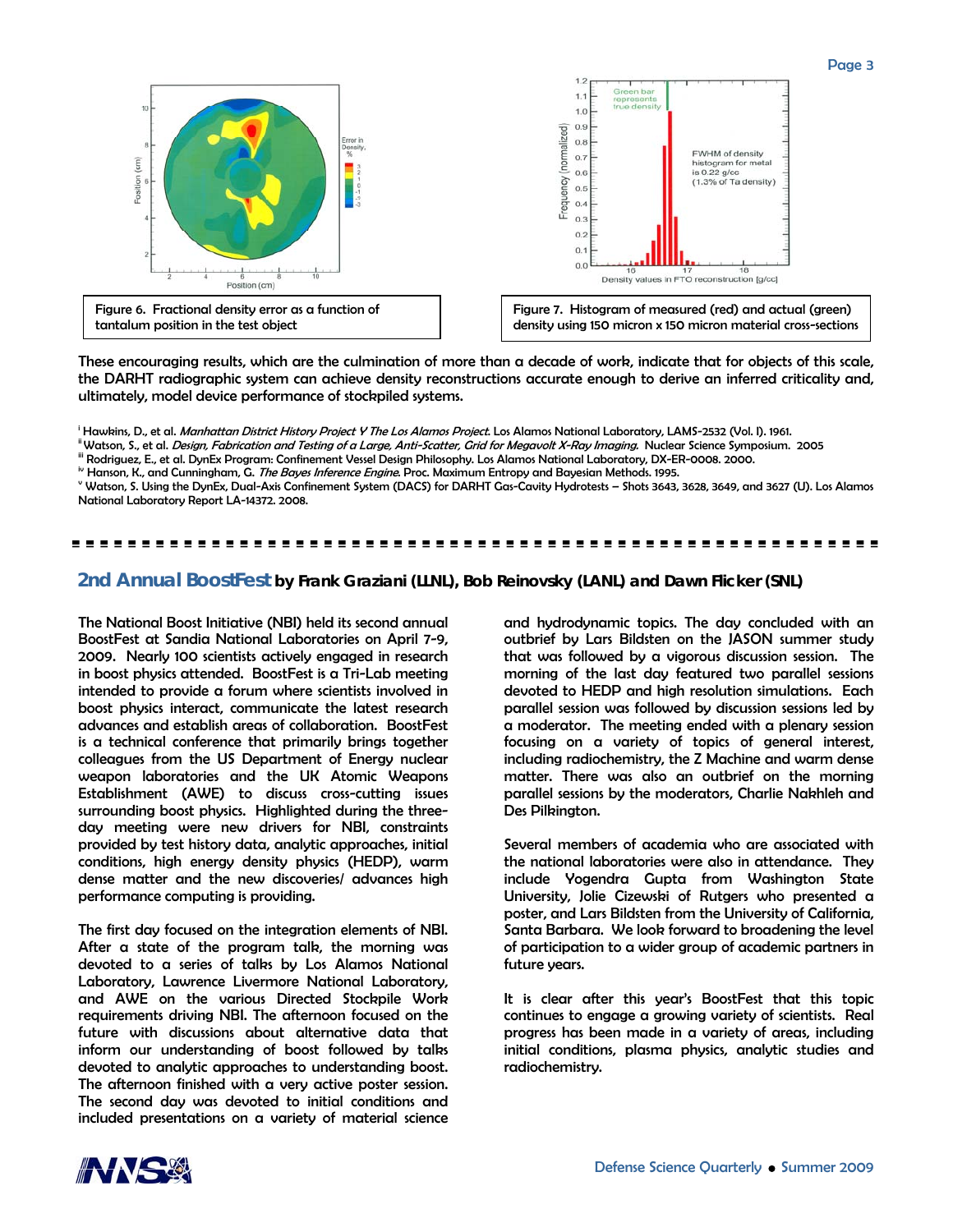Figure 6. Fractional density error as a function of tantalum position in the test object

Figure 7. Histogram of measured (red) and actual (green) density using 150 micron x 150 micron material cross-sections

These encouraging results, which are the culmination of more than a decade of work, indicate that for objects of this scale, the DARHT radiographic system can achieve density reconstructions accurate enough to derive an inferred criticality and, ultimately, model device performance of stockpiled systems.

[i] Hawkins, D., et al. *Manhattan District History Project Y The Los Alamos Project.* Los Alamos National Laboratory, LAMS-2532 (Vol. I). 1961.
[ii] Watson, S., et al. *Design, Fabrication and Testing of a Large, Anti-Scatter, Grid for Megavolt X-Ray Imaging.* Nuclear Science Symposium. 2005
[iii] Rodriguez, E., et al. DynEx Program: Confinement Vessel Design Philosophy. Los Alamos National Laboratory, DX-ER-0008. 2000.
[iv] Hanson, K., and Cunningham, G. *The Bayes Inference Engine.* Proc. Maximum Entropy and Bayesian Methods. 1995.
[v] Watson, S. Using the DynEx, Dual-Axis Confinement System (DACS) for DARHT Gas-Cavity Hydrotests – Shots 3643, 3628, 3649, and 3627 (U). Los Alamos National Laboratory Report LA-14372. 2008.

---

## 2nd Annual BoostFest **by Frank Graziani (LLNL), Bob Reinovsky (LANL) and Dawn Flicker (SNL)**

The National Boost Initiative (NBI) held its second annual BoostFest at Sandia National Laboratories on April 7-9, 2009. Nearly 100 scientists actively engaged in research in boost physics attended. BoostFest is a Tri-Lab meeting intended to provide a forum where scientists involved in boost physics interact, communicate the latest research advances and establish areas of collaboration. BoostFest is a technical conference that primarily brings together colleagues from the US Department of Energy nuclear weapon laboratories and the UK Atomic Weapons Establishment (AWE) to discuss cross-cutting issues surrounding boost physics. Highlighted during the three-day meeting were new drivers for NBI, constraints provided by test history data, analytic approaches, initial conditions, high energy density physics (HEDP), warm dense matter and the new discoveries/ advances high performance computing is providing.

The first day focused on the integration elements of NBI. After a state of the program talk, the morning was devoted to a series of talks by Los Alamos National Laboratory, Lawrence Livermore National Laboratory, and AWE on the various Directed Stockpile Work requirements driving NBI. The afternoon focused on the future with discussions about alternative data that inform our understanding of boost followed by talks devoted to analytic approaches to understanding boost. The afternoon finished with a very active poster session. The second day was devoted to initial conditions and included presentations on a variety of material science and hydrodynamic topics. The day concluded with an outbrief by Lars Bildsten on the JASON summer study that was followed by a vigorous discussion session. The morning of the last day featured two parallel sessions devoted to HEDP and high resolution simulations. Each parallel session was followed by discussion sessions led by a moderator. The meeting ended with a plenary session focusing on a variety of topics of general interest, including radiochemistry, the Z Machine and warm dense matter. There was also an outbrief on the morning parallel sessions by the moderators, Charlie Nakhleh and Des Pilkington.

Several members of academia who are associated with the national laboratories were also in attendance. They include Yogendra Gupta from Washington State University, Jolie Cizewski of Rutgers who presented a poster, and Lars Bildsten from the University of California, Santa Barbara. We look forward to broadening the level of participation to a wider group of academic partners in future years.

It is clear after this year's BoostFest that this topic continues to engage a growing variety of scientists. Real progress has been made in a variety of areas, including initial conditions, plasma physics, analytic studies and radiochemistry.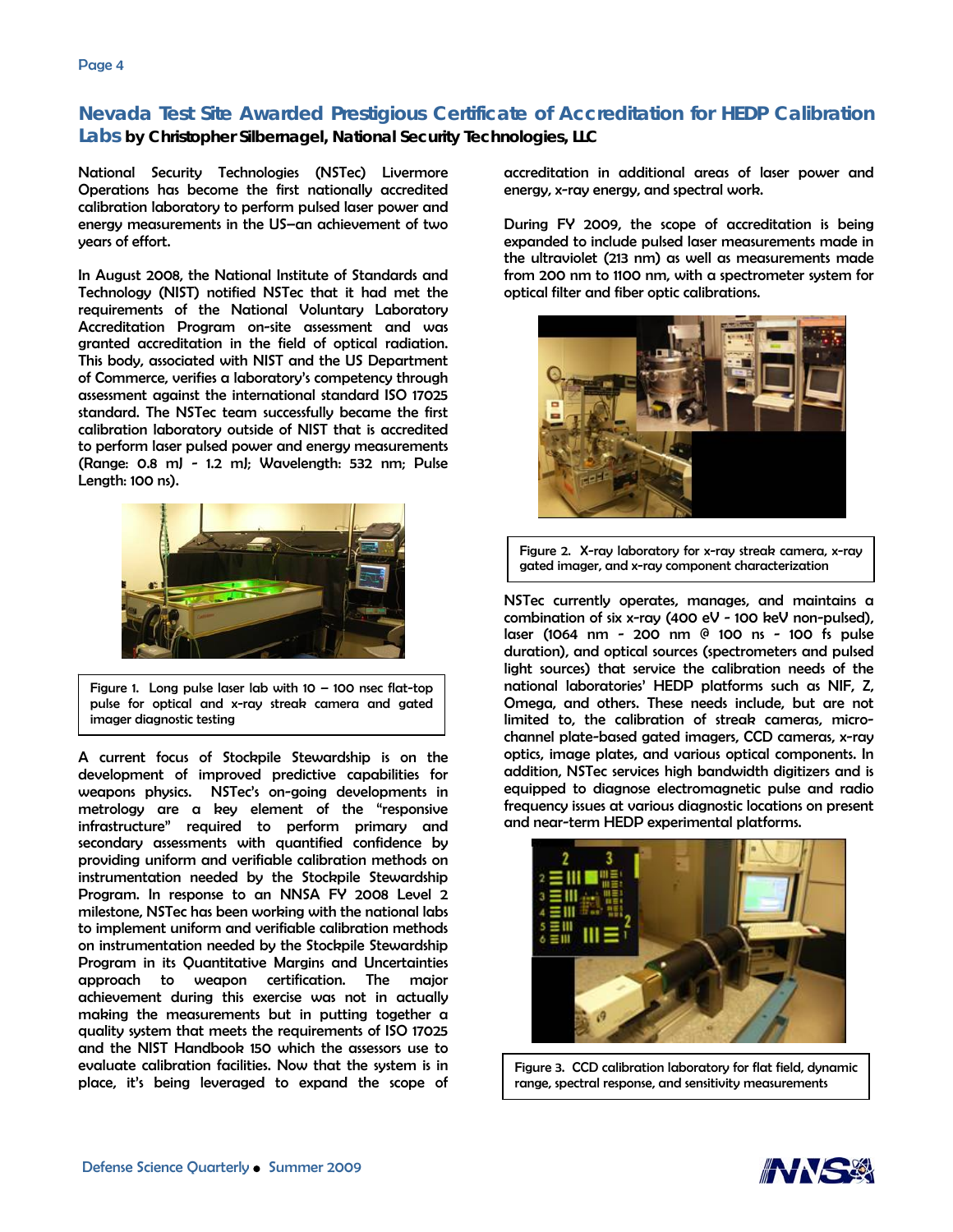## Nevada Test Site Awarded Prestigious Certificate of Accreditation for HEDP Calibration Labs

**by Christopher Silbernagel, National Security Technologies, LLC**

National Security Technologies (NSTec) Livermore Operations has become the first nationally accredited calibration laboratory to perform pulsed laser power and energy measurements in the US—an achievement of two years of effort.

In August 2008, the National Institute of Standards and Technology (NIST) notified NSTec that it had met the requirements of the National Voluntary Laboratory Accreditation Program on-site assessment and was granted accreditation in the field of optical radiation. This body, associated with NIST and the US Department of Commerce, verifies a laboratory's competency through assessment against the international standard ISO 17025 standard. The NSTec team successfully became the first calibration laboratory outside of NIST that is accredited to perform laser pulsed power and energy measurements (Range: 0.8 mJ - 1.2 mJ; Wavelength: 532 nm; Pulse Length: 100 ns).

Figure 1. Long pulse laser lab with 10 – 100 nsec flat-top pulse for optical and x-ray streak camera and gated imager diagnostic testing

A current focus of Stockpile Stewardship is on the development of improved predictive capabilities for weapons physics. NSTec's on-going developments in metrology are a key element of the "responsive infrastructure" required to perform primary and secondary assessments with quantified confidence by providing uniform and verifiable calibration methods on instrumentation needed by the Stockpile Stewardship Program. In response to an NNSA FY 2008 Level 2 milestone, NSTec has been working with the national labs to implement uniform and verifiable calibration methods on instrumentation needed by the Stockpile Stewardship Program in its Quantitative Margins and Uncertainties approach to weapon certification. The major achievement during this exercise was not in actually making the measurements but in putting together a quality system that meets the requirements of ISO 17025 and the NIST Handbook 150 which the assessors use to evaluate calibration facilities. Now that the system is in place, it's being leveraged to expand the scope of accreditation in additional areas of laser power and energy, x-ray energy, and spectral work.

During FY 2009, the scope of accreditation is being expanded to include pulsed laser measurements made in the ultraviolet (213 nm) as well as measurements made from 200 nm to 1100 nm, with a spectrometer system for optical filter and fiber optic calibrations.

Figure 2. X-ray laboratory for x-ray streak camera, x-ray gated imager, and x-ray component characterization

NSTec currently operates, manages, and maintains a combination of six x-ray (400 eV - 100 keV non-pulsed), laser (1064 nm - 200 nm @ 100 ns - 100 fs pulse duration), and optical sources (spectrometers and pulsed light sources) that service the calibration needs of the national laboratories' HEDP platforms such as NIF, Z, Omega, and others. These needs include, but are not limited to, the calibration of streak cameras, micro-channel plate-based gated imagers, CCD cameras, x-ray optics, image plates, and various optical components. In addition, NSTec services high bandwidth digitizers and is equipped to diagnose electromagnetic pulse and radio frequency issues at various diagnostic locations on present and near-term HEDP experimental platforms.

Figure 3. CCD calibration laboratory for flat field, dynamic range, spectral response, and sensitivity measurements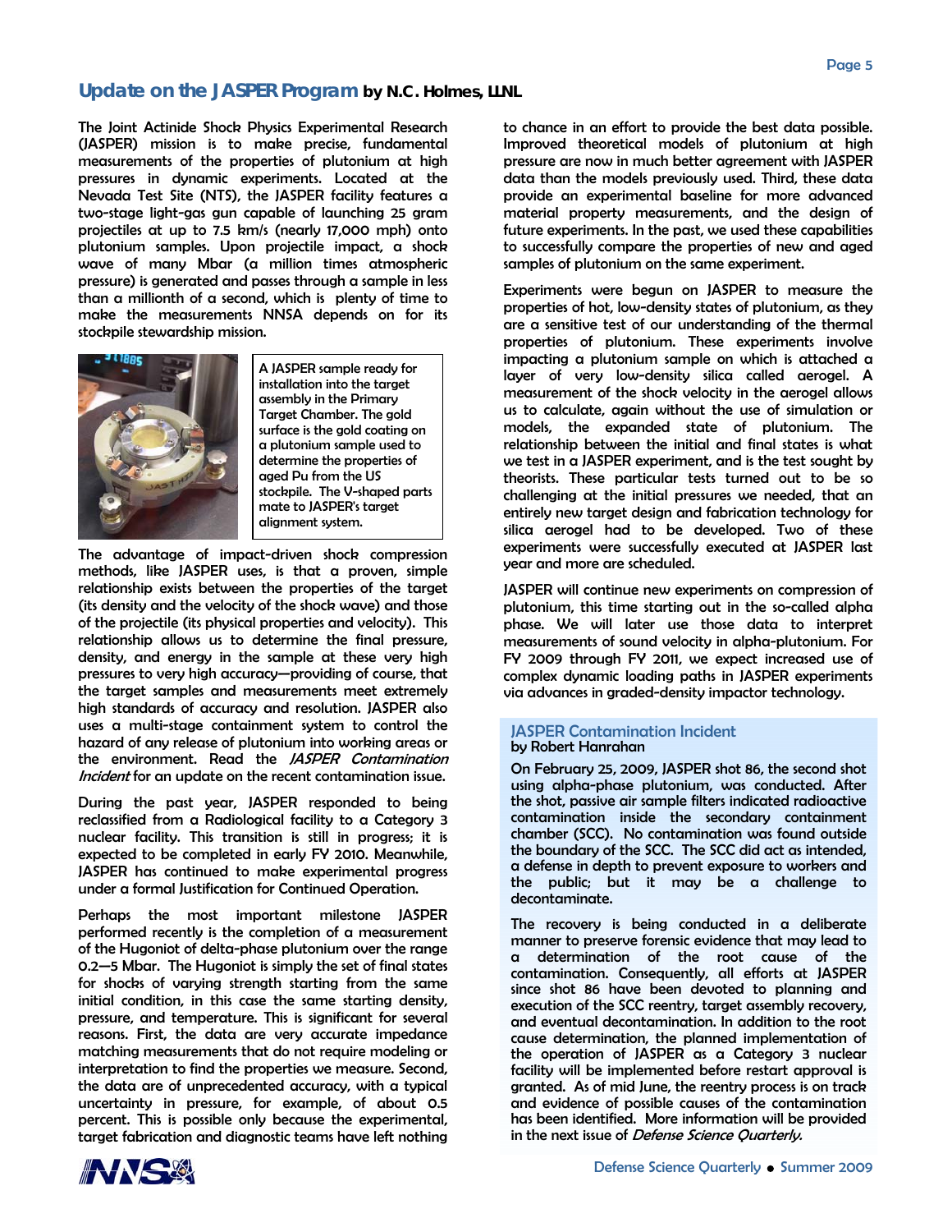## Update on the JASPER Program by N.C. Holmes, LLNL

The Joint Actinide Shock Physics Experimental Research (JASPER) mission is to make precise, fundamental measurements of the properties of plutonium at high pressures in dynamic experiments. Located at the Nevada Test Site (NTS), the JASPER facility features a two-stage light-gas gun capable of launching 25 gram projectiles at up to 7.5 km/s (nearly 17,000 mph) onto plutonium samples. Upon projectile impact, a shock wave of many Mbar (a million times atmospheric pressure) is generated and passes through a sample in less than a millionth of a second, which is plenty of time to make the measurements NNSA depends on for its stockpile stewardship mission.

A JASPER sample ready for installation into the target assembly in the Primary Target Chamber. The gold surface is the gold coating on a plutonium sample used to determine the properties of aged Pu from the US stockpile. The V-shaped parts mate to JASPER's target alignment system.

The advantage of impact-driven shock compression methods, like JASPER uses, is that a proven, simple relationship exists between the properties of the target (its density and the velocity of the shock wave) and those of the projectile (its physical properties and velocity). This relationship allows us to determine the final pressure, density, and energy in the sample at these very high pressures to very high accuracy—providing of course, that the target samples and measurements meet extremely high standards of accuracy and resolution. JASPER also uses a multi-stage containment system to control the hazard of any release of plutonium into working areas or the environment. Read the *JASPER Contamination Incident* for an update on the recent contamination issue.

During the past year, JASPER responded to being reclassified from a Radiological facility to a Category 3 nuclear facility. This transition is still in progress; it is expected to be completed in early FY 2010. Meanwhile, JASPER has continued to make experimental progress under a formal Justification for Continued Operation.

Perhaps the most important milestone JASPER performed recently is the completion of a measurement of the Hugoniot of delta-phase plutonium over the range 0.2—5 Mbar. The Hugoniot is simply the set of final states for shocks of varying strength starting from the same initial condition, in this case the same starting density, pressure, and temperature. This is significant for several reasons. First, the data are very accurate impedance matching measurements that do not require modeling or interpretation to find the properties we measure. Second, the data are of unprecedented accuracy, with a typical uncertainty in pressure, for example, of about 0.5 percent. This is possible only because the experimental, target fabrication and diagnostic teams have left nothing to chance in an effort to provide the best data possible. Improved theoretical models of plutonium at high pressure are now in much better agreement with JASPER data than the models previously used. Third, these data provide an experimental baseline for more advanced material property measurements, and the design of future experiments. In the past, we used these capabilities to successfully compare the properties of new and aged samples of plutonium on the same experiment.

Experiments were begun on JASPER to measure the properties of hot, low-density states of plutonium, as they are a sensitive test of our understanding of the thermal properties of plutonium. These experiments involve impacting a plutonium sample on which is attached a layer of very low-density silica called aerogel. A measurement of the shock velocity in the aerogel allows us to calculate, again without the use of simulation or models, the expanded state of plutonium. The relationship between the initial and final states is what we test in a JASPER experiment, and is the test sought by theorists. These particular tests turned out to be so challenging at the initial pressures we needed, that an entirely new target design and fabrication technology for silica aerogel had to be developed. Two of these experiments were successfully executed at JASPER last year and more are scheduled.

JASPER will continue new experiments on compression of plutonium, this time starting out in the so-called alpha phase. We will later use those data to interpret measurements of sound velocity in alpha-plutonium. For FY 2009 through FY 2011, we expect increased use of complex dynamic loading paths in JASPER experiments via advances in graded-density impactor technology.

### JASPER Contamination Incident
**by Robert Hanrahan**

On February 25, 2009, JASPER shot 86, the second shot using alpha-phase plutonium, was conducted. After the shot, passive air sample filters indicated radioactive contamination inside the secondary containment chamber (SCC). No contamination was found outside the boundary of the SCC. The SCC did act as intended, a defense in depth to prevent exposure to workers and the public; but it may be a challenge to decontaminate.

The recovery is being conducted in a deliberate manner to preserve forensic evidence that may lead to a determination of the root cause of the contamination. Consequently, all efforts at JASPER since shot 86 have been devoted to planning and execution of the SCC reentry, target assembly recovery, and eventual decontamination. In addition to the root cause determination, the planned implementation of the operation of JASPER as a Category 3 nuclear facility will be implemented before restart approval is granted. As of mid June, the reentry process is on track and evidence of possible causes of the contamination has been identified. More information will be provided in the next issue of *Defense Science Quarterly.*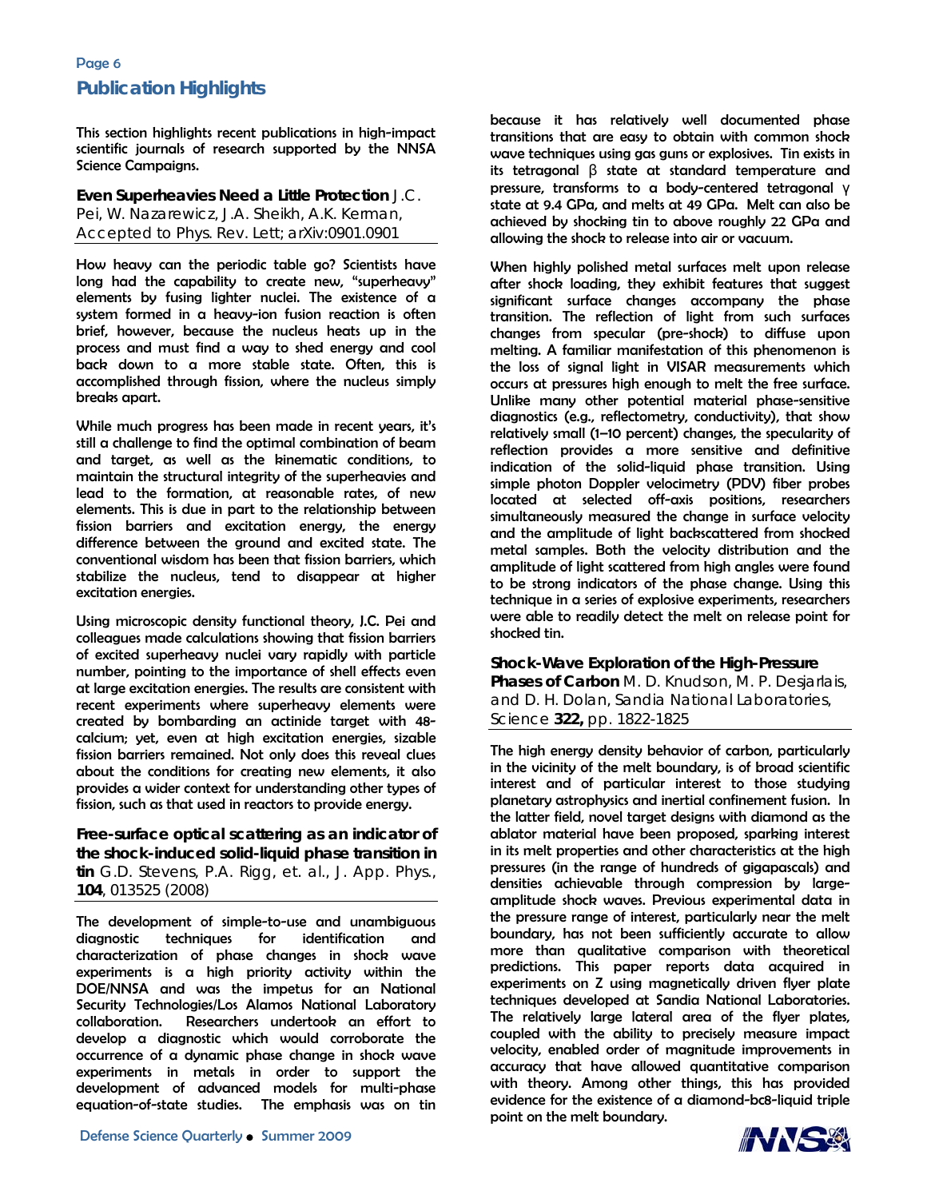## Publication Highlights

This section highlights recent publications in high-impact scientific journals of research supported by the NNSA Science Campaigns.

### Even Superheavies Need a Little Protection

J.C. Pei, W. Nazarewicz, J.A. Sheikh, A.K. Kerman, Accepted to Phys. Rev. Lett; arXiv:0901.0901

How heavy can the periodic table go? Scientists have long had the capability to create new, "superheavy" elements by fusing lighter nuclei. The existence of a system formed in a heavy-ion fusion reaction is often brief, however, because the nucleus heats up in the process and must find a way to shed energy and cool back down to a more stable state. Often, this is accomplished through fission, where the nucleus simply breaks apart.

While much progress has been made in recent years, it's still a challenge to find the optimal combination of beam and target, as well as the kinematic conditions, to maintain the structural integrity of the superheavies and lead to the formation, at reasonable rates, of new elements. This is due in part to the relationship between fission barriers and excitation energy, the energy difference between the ground and excited state. The conventional wisdom has been that fission barriers, which stabilize the nucleus, tend to disappear at higher excitation energies.

Using microscopic density functional theory, J.C. Pei and colleagues made calculations showing that fission barriers of excited superheavy nuclei vary rapidly with particle number, pointing to the importance of shell effects even at large excitation energies. The results are consistent with recent experiments where superheavy elements were created by bombarding an actinide target with 48-calcium; yet, even at high excitation energies, sizable fission barriers remained. Not only does this reveal clues about the conditions for creating new elements, it also provides a wider context for understanding other types of fission, such as that used in reactors to provide energy.

### Free-surface optical scattering as an indicator of the shock-induced solid-liquid phase transition in tin

G.D. Stevens, P.A. Rigg, et. al., J. App. Phys., **104**, 013525 (2008)

The development of simple-to-use and unambiguous diagnostic techniques for identification and characterization of phase changes in shock wave experiments is a high priority activity within the DOE/NNSA and was the impetus for an National Security Technologies/Los Alamos National Laboratory collaboration. Researchers undertook an effort to develop a diagnostic which would corroborate the occurrence of a dynamic phase change in shock wave experiments in metals in order to support the development of advanced models for multi-phase equation-of-state studies. The emphasis was on tin because it has relatively well documented phase transitions that are easy to obtain with common shock wave techniques using gas guns or explosives. Tin exists in its tetragonal β state at standard temperature and pressure, transforms to a body-centered tetragonal γ state at 9.4 GPa, and melts at 49 GPa. Melt can also be achieved by shocking tin to above roughly 22 GPa and allowing the shock to release into air or vacuum.

When highly polished metal surfaces melt upon release after shock loading, they exhibit features that suggest significant surface changes accompany the phase transition. The reflection of light from such surfaces changes from specular (pre-shock) to diffuse upon melting. A familiar manifestation of this phenomenon is the loss of signal light in VISAR measurements which occurs at pressures high enough to melt the free surface. Unlike many other potential material phase-sensitive diagnostics (e.g., reflectometry, conductivity), that show relatively small (1–10 percent) changes, the specularity of reflection provides a more sensitive and definitive indication of the solid-liquid phase transition. Using simple photon Doppler velocimetry (PDV) fiber probes located at selected off-axis positions, researchers simultaneously measured the change in surface velocity and the amplitude of light backscattered from shocked metal samples. Both the velocity distribution and the amplitude of light scattered from high angles were found to be strong indicators of the phase change. Using this technique in a series of explosive experiments, researchers were able to readily detect the melt on release point for shocked tin.

### Shock-Wave Exploration of the High-Pressure Phases of Carbon

M. D. Knudson, M. P. Desjarlais, and D. H. Dolan, Sandia National Laboratories, Science **322,** pp. 1822-1825

The high energy density behavior of carbon, particularly in the vicinity of the melt boundary, is of broad scientific interest and of particular interest to those studying planetary astrophysics and inertial confinement fusion. In the latter field, novel target designs with diamond as the ablator material have been proposed, sparking interest in its melt properties and other characteristics at the high pressures (in the range of hundreds of gigapascals) and densities achievable through compression by large-amplitude shock waves. Previous experimental data in the pressure range of interest, particularly near the melt boundary, has not been sufficiently accurate to allow more than qualitative comparison with theoretical predictions. This paper reports data acquired in experiments on Z using magnetically driven flyer plate techniques developed at Sandia National Laboratories. The relatively large lateral area of the flyer plates, coupled with the ability to precisely measure impact velocity, enabled order of magnitude improvements in accuracy that have allowed quantitative comparison with theory. Among other things, this has provided evidence for the existence of a diamond-bc8-liquid triple point on the melt boundary.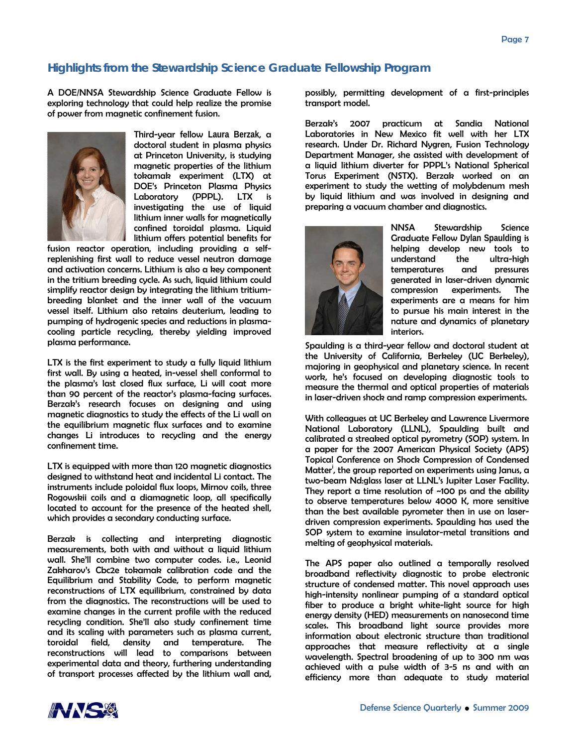## Highlights from the Stewardship Science Graduate Fellowship Program

A DOE/NNSA Stewardship Science Graduate Fellow is exploring technology that could help realize the promise of power from magnetic confinement fusion.

Third-year fellow Laura Berzak, a doctoral student in plasma physics at Princeton University, is studying magnetic properties of the lithium tokamak experiment (LTX) at DOE's Princeton Plasma Physics Laboratory (PPPL). LTX is investigating the use of liquid lithium inner walls for magnetically confined toroidal plasma. Liquid lithium offers potential benefits for fusion reactor operation, including providing a self-replenishing first wall to reduce vessel neutron damage and activation concerns. Lithium is also a key component in the tritium breeding cycle. As such, liquid lithium could simplify reactor design by integrating the lithium tritium-breeding blanket and the inner wall of the vacuum vessel itself. Lithium also retains deuterium, leading to pumping of hydrogenic species and reductions in plasma-cooling particle recycling, thereby yielding improved plasma performance.

LTX is the first experiment to study a fully liquid lithium first wall. By using a heated, in-vessel shell conformal to the plasma's last closed flux surface, Li will coat more than 90 percent of the reactor's plasma-facing surfaces. Berzak's research focuses on designing and using magnetic diagnostics to study the effects of the Li wall on the equilibrium magnetic flux surfaces and to examine changes Li introduces to recycling and the energy confinement time.

LTX is equipped with more than 120 magnetic diagnostics designed to withstand heat and incidental Li contact. The instruments include poloidal flux loops, Mirnov coils, three Rogowskii coils and a diamagnetic loop, all specifically located to account for the presence of the heated shell, which provides a secondary conducting surface.

Berzak is collecting and interpreting diagnostic measurements, both with and without a liquid lithium wall. She'll combine two computer codes. i.e., Leonid Zakharov's Cbc2e tokamak calibration code and the Equilibrium and Stability Code, to perform magnetic reconstructions of LTX equilibrium, constrained by data from the diagnostics. The reconstructions will be used to examine changes in the current profile with the reduced recycling condition. She'll also study confinement time and its scaling with parameters such as plasma current, toroidal field, density and temperature. The reconstructions will lead to comparisons between experimental data and theory, furthering understanding of transport processes affected by the lithium wall and, possibly, permitting development of a first-principles transport model.

Berzak's 2007 practicum at Sandia National Laboratories in New Mexico fit well with her LTX research. Under Dr. Richard Nygren, Fusion Technology Department Manager, she assisted with development of a liquid lithium diverter for PPPL's National Spherical Torus Experiment (NSTX). Berzak worked on an experiment to study the wetting of molybdenum mesh by liquid lithium and was involved in designing and preparing a vacuum chamber and diagnostics.

NNSA Stewardship Science Graduate Fellow Dylan Spaulding is helping develop new tools to understand the ultra-high temperatures and pressures generated in laser-driven dynamic compression experiments. The experiments are a means for him to pursue his main interest in the nature and dynamics of planetary interiors.

Spaulding is a third-year fellow and doctoral student at the University of California, Berkeley (UC Berkeley), majoring in geophysical and planetary science. In recent work, he's focused on developing diagnostic tools to measure the thermal and optical properties of materials in laser-driven shock and ramp compression experiments.

With colleagues at UC Berkeley and Lawrence Livermore National Laboratory (LLNL), Spaulding built and calibrated a streaked optical pyrometry (SOP) system. In a paper for the 2007 American Physical Society (APS) Topical Conference on Shock Compression of Condensed Matter[i], the group reported on experiments using Janus, a two-beam Nd:glass laser at LLNL's Jupiter Laser Facility. They report a time resolution of ~100 ps and the ability to observe temperatures below 4000 K, more sensitive than the best available pyrometer then in use on laser-driven compression experiments. Spaulding has used the SOP system to examine insulator-metal transitions and melting of geophysical materials.

The APS paper also outlined a temporally resolved broadband reflectivity diagnostic to probe electronic structure of condensed matter. This novel approach uses high-intensity nonlinear pumping of a standard optical fiber to produce a bright white-light source for high energy density (HED) measurements on nanosecond time scales. This broadband light source provides more information about electronic structure than traditional approaches that measure reflectivity at a single wavelength. Spectral broadening of up to 300 nm was achieved with a pulse width of 3-5 ns and with an efficiency more than adequate to study material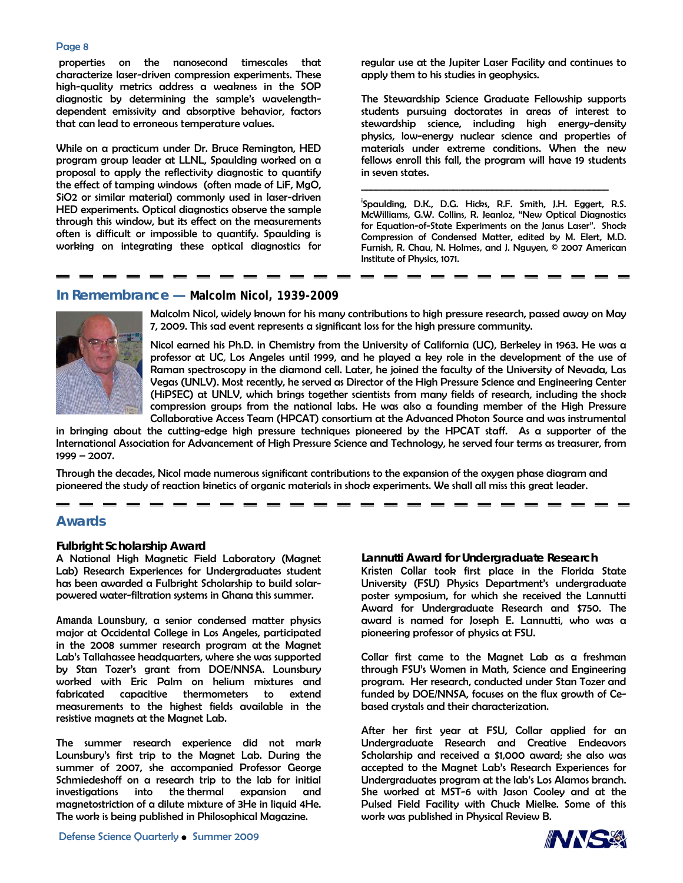properties on the nanosecond timescales that characterize laser-driven compression experiments. These high-quality metrics address a weakness in the SOP diagnostic by determining the sample's wavelength-dependent emissivity and absorptive behavior, factors that can lead to erroneous temperature values.

While on a practicum under Dr. Bruce Remington, HED program group leader at LLNL, Spaulding worked on a proposal to apply the reflectivity diagnostic to quantify the effect of tamping windows (often made of LiF, MgO, SiO2 or similar material) commonly used in laser-driven HED experiments. Optical diagnostics observe the sample through this window, but its effect on the measurements often is difficult or impossible to quantify. Spaulding is working on integrating these optical diagnostics for regular use at the Jupiter Laser Facility and continues to apply them to his studies in geophysics.

The Stewardship Science Graduate Fellowship supports students pursuing doctorates in areas of interest to stewardship science, including high energy-density physics, low-energy nuclear science and properties of materials under extreme conditions. When the new fellows enroll this fall, the program will have 19 students in seven states.

---

[1]Spaulding, D.K., D.G. Hicks, R.F. Smith, J.H. Eggert, R.S. McWilliams, G.W. Collins, R. Jeanloz, "New Optical Diagnostics for Equation-of-State Experiments on the Janus Laser". Shock Compression of Condensed Matter, edited by M. Elert, M.D. Furnish, R. Chau, N. Holmes, and J. Nguyen, © 2007 American Institute of Physics, 1071.

## In Remembrance — Malcolm Nicol, 1939-2009

Malcolm Nicol, widely known for his many contributions to high pressure research, passed away on May 7, 2009. This sad event represents a significant loss for the high pressure community.

Nicol earned his Ph.D. in Chemistry from the University of California (UC), Berkeley in 1963. He was a professor at UC, Los Angeles until 1999, and he played a key role in the development of the use of Raman spectroscopy in the diamond cell. Later, he joined the faculty of the University of Nevada, Las Vegas (UNLV). Most recently, he served as Director of the High Pressure Science and Engineering Center (HiPSEC) at UNLV, which brings together scientists from many fields of research, including the shock compression groups from the national labs. He was also a founding member of the High Pressure Collaborative Access Team (HPCAT) consortium at the Advanced Photon Source and was instrumental in bringing about the cutting-edge high pressure techniques pioneered by the HPCAT staff. As a supporter of the International Association for Advancement of High Pressure Science and Technology, he served four terms as treasurer, from 1999 – 2007.

Through the decades, Nicol made numerous significant contributions to the expansion of the oxygen phase diagram and pioneered the study of reaction kinetics of organic materials in shock experiments. We shall all miss this great leader.

## Awards

### Fulbright Scholarship Award

A National High Magnetic Field Laboratory (Magnet Lab) Research Experiences for Undergraduates student has been awarded a Fulbright Scholarship to build solar-powered water-filtration systems in Ghana this summer.

Amanda Lounsbury, a senior condensed matter physics major at Occidental College in Los Angeles, participated in the 2008 summer research program at the Magnet Lab's Tallahassee headquarters, where she was supported by Stan Tozer's grant from DOE/NNSA. Lounsbury worked with Eric Palm on helium mixtures and fabricated capacitive thermometers to extend measurements to the highest fields available in the resistive magnets at the Magnet Lab.

The summer research experience did not mark Lounsbury's first trip to the Magnet Lab. During the summer of 2007, she accompanied Professor George Schmiedeshoff on a research trip to the lab for initial investigations into the thermal expansion and magnetostriction of a dilute mixture of 3He in liquid 4He. The work is being published in Philosophical Magazine.

### Lannutti Award for Undergraduate Research

Kristen Collar took first place in the Florida State University (FSU) Physics Department's undergraduate poster symposium, for which she received the Lannutti Award for Undergraduate Research and $750. The award is named for Joseph E. Lannutti, who was a pioneering professor of physics at FSU.

Collar first came to the Magnet Lab as a freshman through FSU's Women in Math, Science and Engineering program. Her research, conducted under Stan Tozer and funded by DOE/NNSA, focuses on the flux growth of Ce-based crystals and their characterization.

After her first year at FSU, Collar applied for an Undergraduate Research and Creative Endeavors Scholarship and received a $1,000 award; she also was accepted to the Magnet Lab's Research Experiences for Undergraduates program at the lab's Los Alamos branch. She worked at MST-6 with Jason Cooley and at the Pulsed Field Facility with Chuck Mielke. Some of this work was published in Physical Review B.